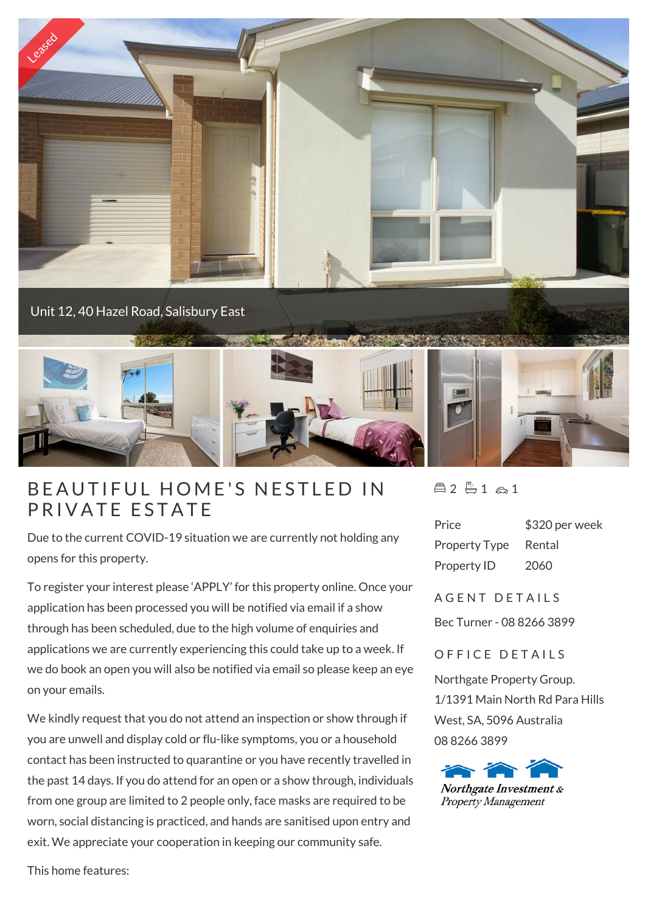Leased

Unit 12, 40 Hazel Road, Salisbury East

# BEAUTIFUL HOME'S NESTLED IN PRIVATE ESTATE

Due to the current COVID-19 situation we are currently not holding any opens for this property.

To register your interest please 'APPLY' for this property online. Once your application has been processed you will be notified via email if a show through has been scheduled, due to the high volume of enquiries and applications we are currently experiencing this could take up to a week. If we do book an open you will also be notified via email so please keep an eye on your emails.

We kindly request that you do not attend an inspection or show through if you are unwell and display cold or flu-like symptoms, you or a household contact has been instructed to quarantine or you have recently travelled in the past 14 days. If you do attend for an open or a show through, individuals from one group are limited to 2 people only, face masks are required to be worn, social distancing is practiced, and hands are sanitised upon entry and exit. We appreciate your cooperation in keeping our community safe.

This home features:

2 1 1

| | |
|---|---|
| Price | $320 per week |
| Property Type | Rental |
| Property ID | 2060 |

## AGENT DETAILS

Bec Turner - 08 8266 3899

## OFFICE DETAILS

Northgate Property Group.
1/1391 Main North Rd Para Hills West, SA, 5096 Australia
08 8266 3899

Northgate Investment & Property Management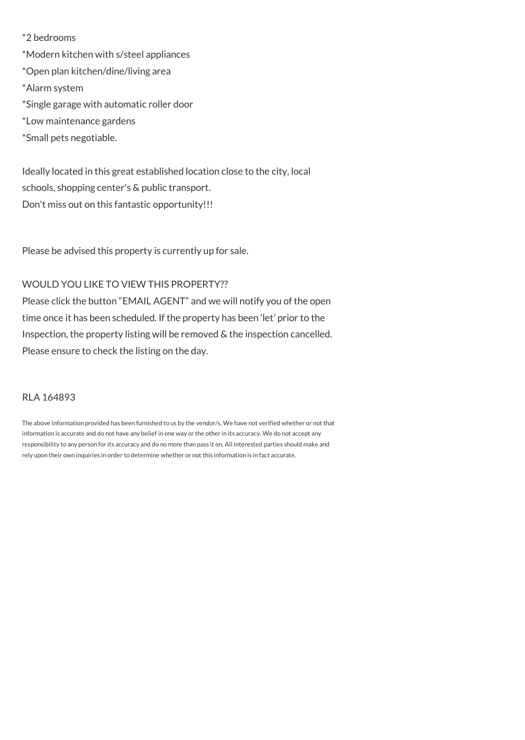*2 bedrooms
*Modern kitchen with s/steel appliances
*Open plan kitchen/dine/living area
*Alarm system
*Single garage with automatic roller door
*Low maintenance gardens
*Small pets negotiable.

Ideally located in this great established location close to the city, local schools, shopping center's & public transport.
Don't miss out on this fantastic opportunity!!!

Please be advised this property is currently up for sale.

WOULD YOU LIKE TO VIEW THIS PROPERTY??
Please click the button "EMAIL AGENT" and we will notify you of the open time once it has been scheduled. If the property has been 'let' prior to the Inspection, the property listing will be removed & the inspection cancelled. Please ensure to check the listing on the day.

RLA 164893

The above information provided has been furnished to us by the vendor/s. We have not verified whether or not that information is accurate and do not have any belief in one way or the other in its accuracy. We do not accept any responsibility to any person for its accuracy and do no more than pass it on. All interested parties should make and rely upon their own inquiries in order to determine whether or not this information is in fact accurate.